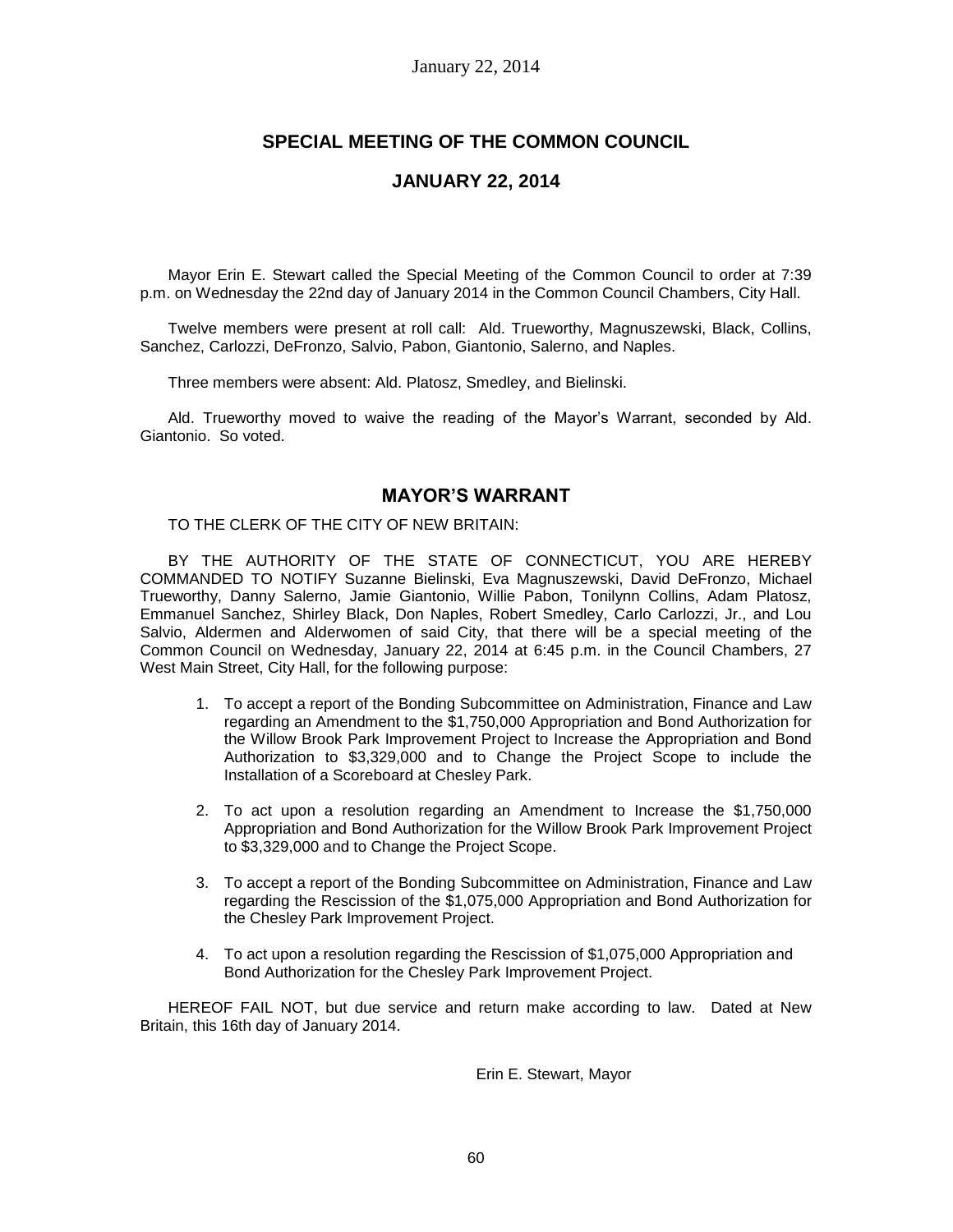# SPECIAL MEETING OF THE COMMON COUNCIL

## JANUARY 22, 2014

Mayor Erin E. Stewart called the Special Meeting of the Common Council to order at 7:39 p.m. on Wednesday the 22nd day of January 2014 in the Common Council Chambers, City Hall.

Twelve members were present at roll call: Ald. Trueworthy, Magnuszewski, Black, Collins, Sanchez, Carlozzi, DeFronzo, Salvio, Pabon, Giantonio, Salerno, and Naples.

Three members were absent: Ald. Platosz, Smedley, and Bielinski.

Ald. Trueworthy moved to waive the reading of the Mayor's Warrant, seconded by Ald. Giantonio. So voted.

## MAYOR'S WARRANT

TO THE CLERK OF THE CITY OF NEW BRITAIN:

BY THE AUTHORITY OF THE STATE OF CONNECTICUT, YOU ARE HEREBY COMMANDED TO NOTIFY Suzanne Bielinski, Eva Magnuszewski, David DeFronzo, Michael Trueworthy, Danny Salerno, Jamie Giantonio, Willie Pabon, Tonilynn Collins, Adam Platosz, Emmanuel Sanchez, Shirley Black, Don Naples, Robert Smedley, Carlo Carlozzi, Jr., and Lou Salvio, Aldermen and Alderwomen of said City, that there will be a special meeting of the Common Council on Wednesday, January 22, 2014 at 6:45 p.m. in the Council Chambers, 27 West Main Street, City Hall, for the following purpose:

1. To accept a report of the Bonding Subcommittee on Administration, Finance and Law regarding an Amendment to the $1,750,000 Appropriation and Bond Authorization for the Willow Brook Park Improvement Project to Increase the Appropriation and Bond Authorization to $3,329,000 and to Change the Project Scope to include the Installation of a Scoreboard at Chesley Park.

2. To act upon a resolution regarding an Amendment to Increase the $1,750,000 Appropriation and Bond Authorization for the Willow Brook Park Improvement Project to $3,329,000 and to Change the Project Scope.

3. To accept a report of the Bonding Subcommittee on Administration, Finance and Law regarding the Rescission of the $1,075,000 Appropriation and Bond Authorization for the Chesley Park Improvement Project.

4. To act upon a resolution regarding the Rescission of $1,075,000 Appropriation and Bond Authorization for the Chesley Park Improvement Project.

HEREOF FAIL NOT, but due service and return make according to law. Dated at New Britain, this 16th day of January 2014.

Erin E. Stewart, Mayor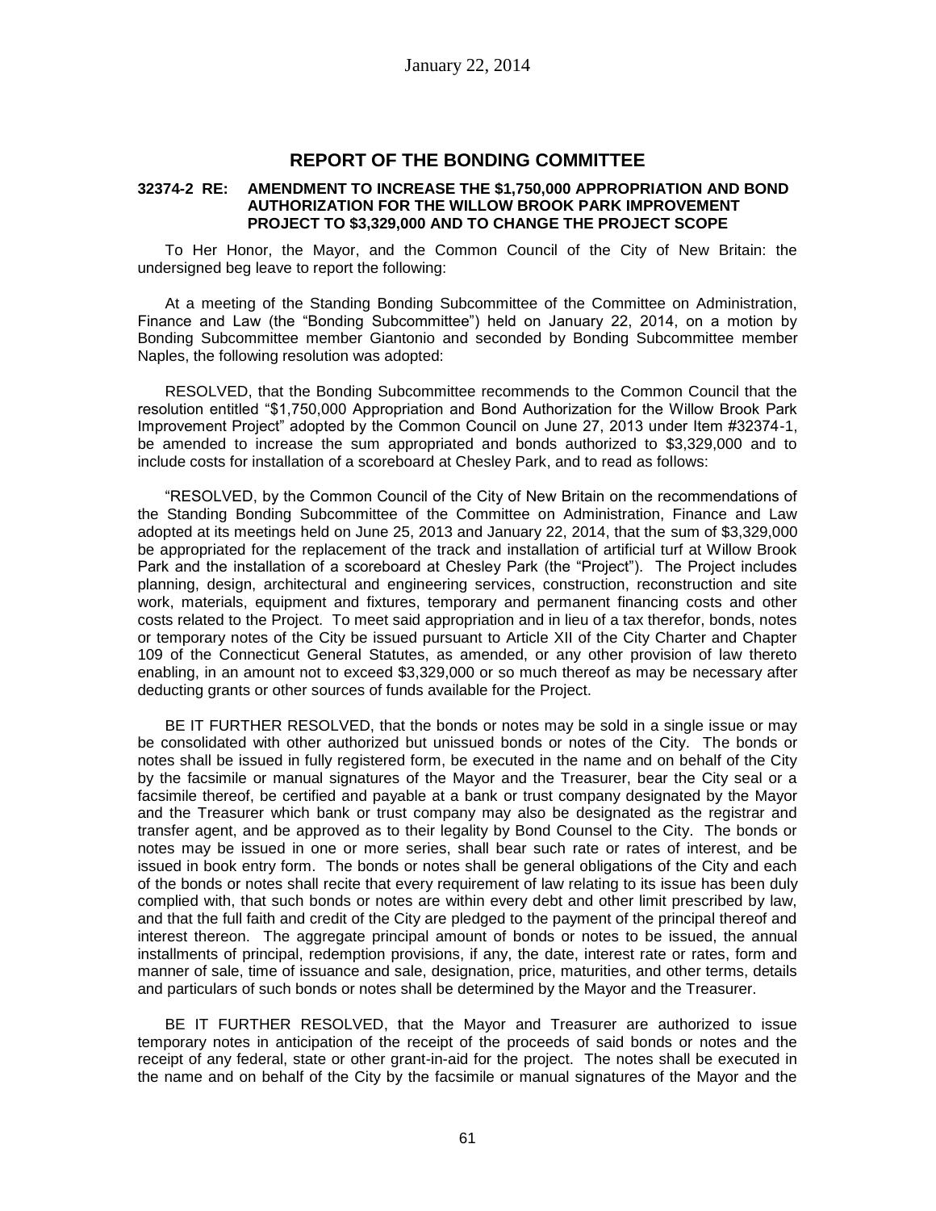January 22, 2014

## REPORT OF THE BONDING COMMITTEE

**32374-2 RE: AMENDMENT TO INCREASE THE $1,750,000 APPROPRIATION AND BOND AUTHORIZATION FOR THE WILLOW BROOK PARK IMPROVEMENT PROJECT TO $3,329,000 AND TO CHANGE THE PROJECT SCOPE**

To Her Honor, the Mayor, and the Common Council of the City of New Britain: the undersigned beg leave to report the following:

At a meeting of the Standing Bonding Subcommittee of the Committee on Administration, Finance and Law (the "Bonding Subcommittee") held on January 22, 2014, on a motion by Bonding Subcommittee member Giantonio and seconded by Bonding Subcommittee member Naples, the following resolution was adopted:

RESOLVED, that the Bonding Subcommittee recommends to the Common Council that the resolution entitled "$1,750,000 Appropriation and Bond Authorization for the Willow Brook Park Improvement Project" adopted by the Common Council on June 27, 2013 under Item #32374-1, be amended to increase the sum appropriated and bonds authorized to $3,329,000 and to include costs for installation of a scoreboard at Chesley Park, and to read as follows:

"RESOLVED, by the Common Council of the City of New Britain on the recommendations of the Standing Bonding Subcommittee of the Committee on Administration, Finance and Law adopted at its meetings held on June 25, 2013 and January 22, 2014, that the sum of $3,329,000 be appropriated for the replacement of the track and installation of artificial turf at Willow Brook Park and the installation of a scoreboard at Chesley Park (the "Project"). The Project includes planning, design, architectural and engineering services, construction, reconstruction and site work, materials, equipment and fixtures, temporary and permanent financing costs and other costs related to the Project. To meet said appropriation and in lieu of a tax therefor, bonds, notes or temporary notes of the City be issued pursuant to Article XII of the City Charter and Chapter 109 of the Connecticut General Statutes, as amended, or any other provision of law thereto enabling, in an amount not to exceed $3,329,000 or so much thereof as may be necessary after deducting grants or other sources of funds available for the Project.

BE IT FURTHER RESOLVED, that the bonds or notes may be sold in a single issue or may be consolidated with other authorized but unissued bonds or notes of the City. The bonds or notes shall be issued in fully registered form, be executed in the name and on behalf of the City by the facsimile or manual signatures of the Mayor and the Treasurer, bear the City seal or a facsimile thereof, be certified and payable at a bank or trust company designated by the Mayor and the Treasurer which bank or trust company may also be designated as the registrar and transfer agent, and be approved as to their legality by Bond Counsel to the City. The bonds or notes may be issued in one or more series, shall bear such rate or rates of interest, and be issued in book entry form. The bonds or notes shall be general obligations of the City and each of the bonds or notes shall recite that every requirement of law relating to its issue has been duly complied with, that such bonds or notes are within every debt and other limit prescribed by law, and that the full faith and credit of the City are pledged to the payment of the principal thereof and interest thereon. The aggregate principal amount of bonds or notes to be issued, the annual installments of principal, redemption provisions, if any, the date, interest rate or rates, form and manner of sale, time of issuance and sale, designation, price, maturities, and other terms, details and particulars of such bonds or notes shall be determined by the Mayor and the Treasurer.

BE IT FURTHER RESOLVED, that the Mayor and Treasurer are authorized to issue temporary notes in anticipation of the receipt of the proceeds of said bonds or notes and the receipt of any federal, state or other grant-in-aid for the project. The notes shall be executed in the name and on behalf of the City by the facsimile or manual signatures of the Mayor and the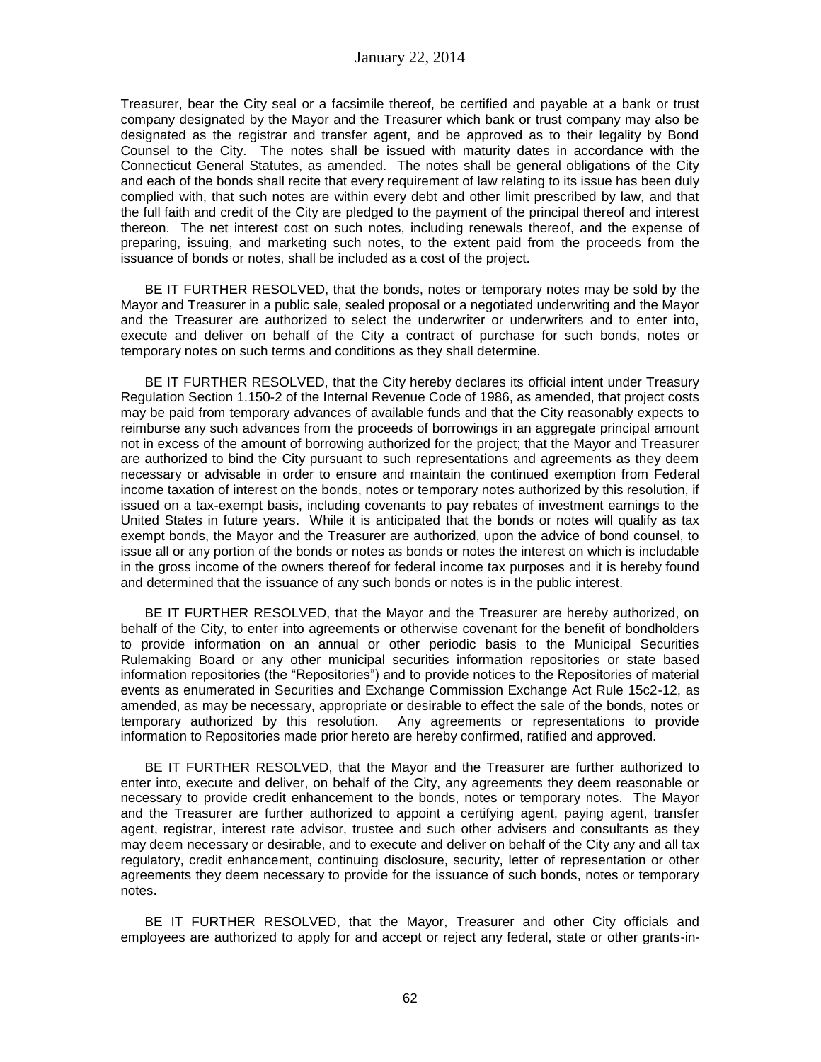Treasurer, bear the City seal or a facsimile thereof, be certified and payable at a bank or trust company designated by the Mayor and the Treasurer which bank or trust company may also be designated as the registrar and transfer agent, and be approved as to their legality by Bond Counsel to the City. The notes shall be issued with maturity dates in accordance with the Connecticut General Statutes, as amended. The notes shall be general obligations of the City and each of the bonds shall recite that every requirement of law relating to its issue has been duly complied with, that such notes are within every debt and other limit prescribed by law, and that the full faith and credit of the City are pledged to the payment of the principal thereof and interest thereon. The net interest cost on such notes, including renewals thereof, and the expense of preparing, issuing, and marketing such notes, to the extent paid from the proceeds from the issuance of bonds or notes, shall be included as a cost of the project.

BE IT FURTHER RESOLVED, that the bonds, notes or temporary notes may be sold by the Mayor and Treasurer in a public sale, sealed proposal or a negotiated underwriting and the Mayor and the Treasurer are authorized to select the underwriter or underwriters and to enter into, execute and deliver on behalf of the City a contract of purchase for such bonds, notes or temporary notes on such terms and conditions as they shall determine.

BE IT FURTHER RESOLVED, that the City hereby declares its official intent under Treasury Regulation Section 1.150-2 of the Internal Revenue Code of 1986, as amended, that project costs may be paid from temporary advances of available funds and that the City reasonably expects to reimburse any such advances from the proceeds of borrowings in an aggregate principal amount not in excess of the amount of borrowing authorized for the project; that the Mayor and Treasurer are authorized to bind the City pursuant to such representations and agreements as they deem necessary or advisable in order to ensure and maintain the continued exemption from Federal income taxation of interest on the bonds, notes or temporary notes authorized by this resolution, if issued on a tax-exempt basis, including covenants to pay rebates of investment earnings to the United States in future years. While it is anticipated that the bonds or notes will qualify as tax exempt bonds, the Mayor and the Treasurer are authorized, upon the advice of bond counsel, to issue all or any portion of the bonds or notes as bonds or notes the interest on which is includable in the gross income of the owners thereof for federal income tax purposes and it is hereby found and determined that the issuance of any such bonds or notes is in the public interest.

BE IT FURTHER RESOLVED, that the Mayor and the Treasurer are hereby authorized, on behalf of the City, to enter into agreements or otherwise covenant for the benefit of bondholders to provide information on an annual or other periodic basis to the Municipal Securities Rulemaking Board or any other municipal securities information repositories or state based information repositories (the "Repositories") and to provide notices to the Repositories of material events as enumerated in Securities and Exchange Commission Exchange Act Rule 15c2-12, as amended, as may be necessary, appropriate or desirable to effect the sale of the bonds, notes or temporary authorized by this resolution. Any agreements or representations to provide information to Repositories made prior hereto are hereby confirmed, ratified and approved.

BE IT FURTHER RESOLVED, that the Mayor and the Treasurer are further authorized to enter into, execute and deliver, on behalf of the City, any agreements they deem reasonable or necessary to provide credit enhancement to the bonds, notes or temporary notes. The Mayor and the Treasurer are further authorized to appoint a certifying agent, paying agent, transfer agent, registrar, interest rate advisor, trustee and such other advisers and consultants as they may deem necessary or desirable, and to execute and deliver on behalf of the City any and all tax regulatory, credit enhancement, continuing disclosure, security, letter of representation or other agreements they deem necessary to provide for the issuance of such bonds, notes or temporary notes.

BE IT FURTHER RESOLVED, that the Mayor, Treasurer and other City officials and employees are authorized to apply for and accept or reject any federal, state or other grants-in-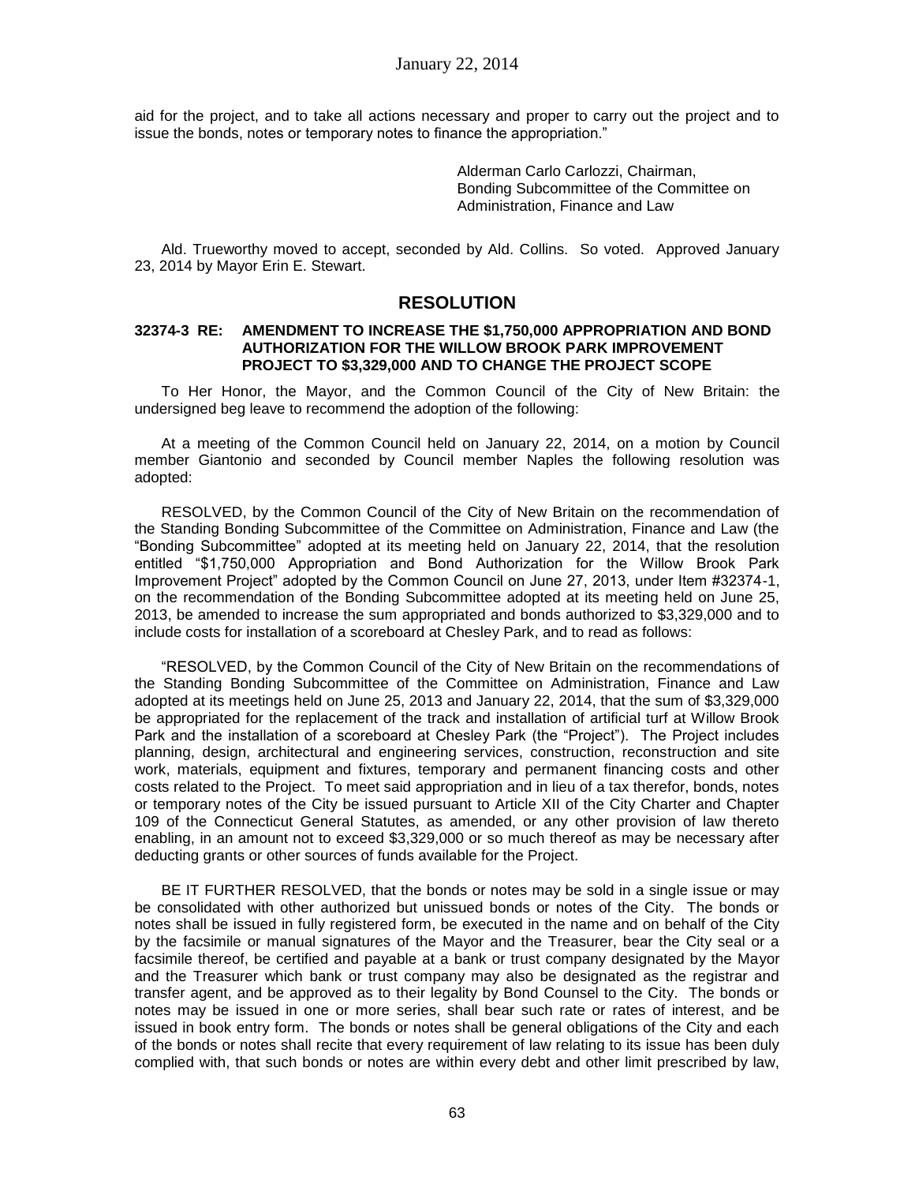aid for the project, and to take all actions necessary and proper to carry out the project and to issue the bonds, notes or temporary notes to finance the appropriation."

Alderman Carlo Carlozzi, Chairman,
Bonding Subcommittee of the Committee on
Administration, Finance and Law

Ald. Trueworthy moved to accept, seconded by Ald. Collins. So voted. Approved January 23, 2014 by Mayor Erin E. Stewart.

## RESOLUTION

**32374-3 RE: AMENDMENT TO INCREASE THE $1,750,000 APPROPRIATION AND BOND AUTHORIZATION FOR THE WILLOW BROOK PARK IMPROVEMENT PROJECT TO $3,329,000 AND TO CHANGE THE PROJECT SCOPE**

To Her Honor, the Mayor, and the Common Council of the City of New Britain: the undersigned beg leave to recommend the adoption of the following:

At a meeting of the Common Council held on January 22, 2014, on a motion by Council member Giantonio and seconded by Council member Naples the following resolution was adopted:

RESOLVED, by the Common Council of the City of New Britain on the recommendation of the Standing Bonding Subcommittee of the Committee on Administration, Finance and Law (the "Bonding Subcommittee" adopted at its meeting held on January 22, 2014, that the resolution entitled "$1,750,000 Appropriation and Bond Authorization for the Willow Brook Park Improvement Project" adopted by the Common Council on June 27, 2013, under Item #32374-1, on the recommendation of the Bonding Subcommittee adopted at its meeting held on June 25, 2013, be amended to increase the sum appropriated and bonds authorized to $3,329,000 and to include costs for installation of a scoreboard at Chesley Park, and to read as follows:

"RESOLVED, by the Common Council of the City of New Britain on the recommendations of the Standing Bonding Subcommittee of the Committee on Administration, Finance and Law adopted at its meetings held on June 25, 2013 and January 22, 2014, that the sum of $3,329,000 be appropriated for the replacement of the track and installation of artificial turf at Willow Brook Park and the installation of a scoreboard at Chesley Park (the "Project"). The Project includes planning, design, architectural and engineering services, construction, reconstruction and site work, materials, equipment and fixtures, temporary and permanent financing costs and other costs related to the Project. To meet said appropriation and in lieu of a tax therefor, bonds, notes or temporary notes of the City be issued pursuant to Article XII of the City Charter and Chapter 109 of the Connecticut General Statutes, as amended, or any other provision of law thereto enabling, in an amount not to exceed $3,329,000 or so much thereof as may be necessary after deducting grants or other sources of funds available for the Project.

BE IT FURTHER RESOLVED, that the bonds or notes may be sold in a single issue or may be consolidated with other authorized but unissued bonds or notes of the City. The bonds or notes shall be issued in fully registered form, be executed in the name and on behalf of the City by the facsimile or manual signatures of the Mayor and the Treasurer, bear the City seal or a facsimile thereof, be certified and payable at a bank or trust company designated by the Mayor and the Treasurer which bank or trust company may also be designated as the registrar and transfer agent, and be approved as to their legality by Bond Counsel to the City. The bonds or notes may be issued in one or more series, shall bear such rate or rates of interest, and be issued in book entry form. The bonds or notes shall be general obligations of the City and each of the bonds or notes shall recite that every requirement of law relating to its issue has been duly complied with, that such bonds or notes are within every debt and other limit prescribed by law,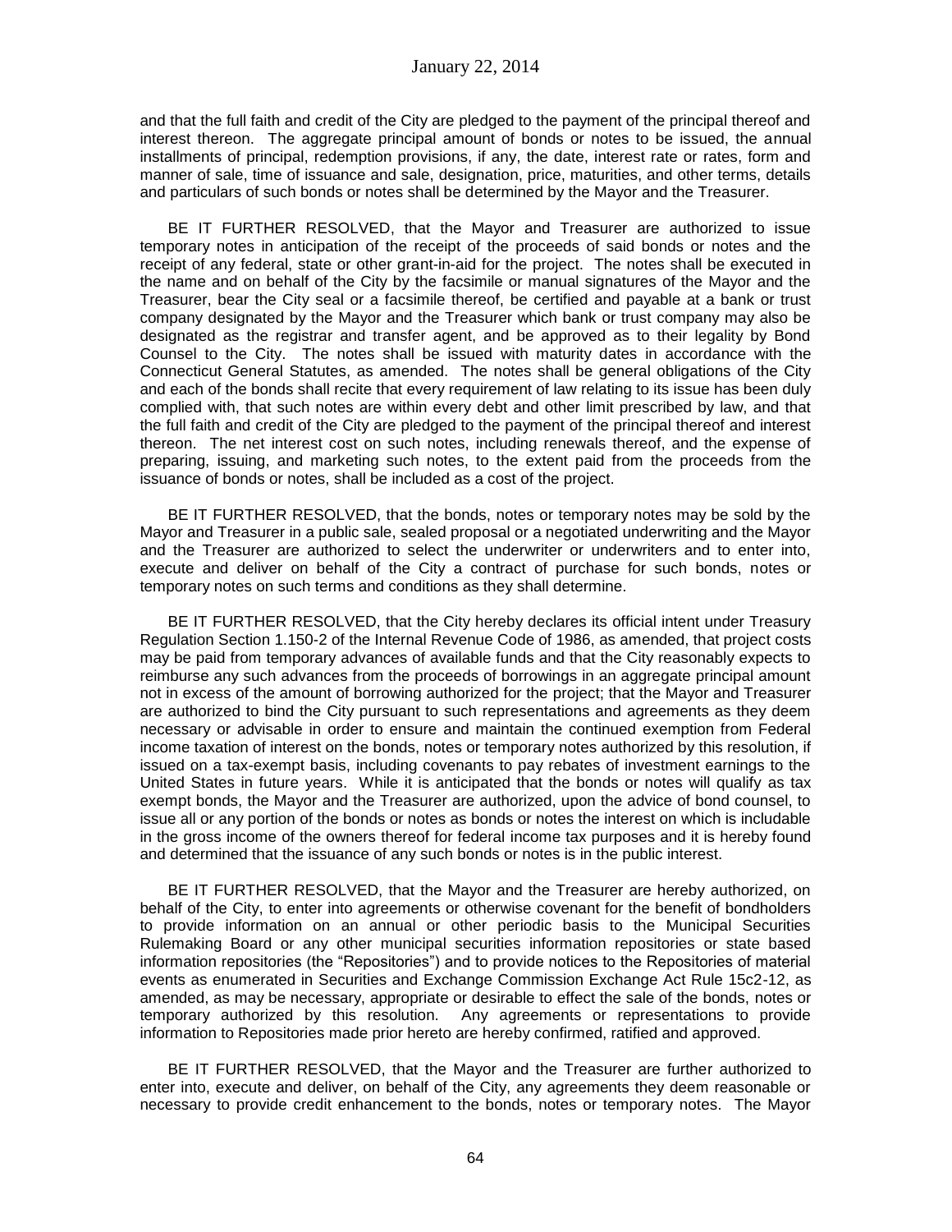and that the full faith and credit of the City are pledged to the payment of the principal thereof and interest thereon. The aggregate principal amount of bonds or notes to be issued, the annual installments of principal, redemption provisions, if any, the date, interest rate or rates, form and manner of sale, time of issuance and sale, designation, price, maturities, and other terms, details and particulars of such bonds or notes shall be determined by the Mayor and the Treasurer.

BE IT FURTHER RESOLVED, that the Mayor and Treasurer are authorized to issue temporary notes in anticipation of the receipt of the proceeds of said bonds or notes and the receipt of any federal, state or other grant-in-aid for the project. The notes shall be executed in the name and on behalf of the City by the facsimile or manual signatures of the Mayor and the Treasurer, bear the City seal or a facsimile thereof, be certified and payable at a bank or trust company designated by the Mayor and the Treasurer which bank or trust company may also be designated as the registrar and transfer agent, and be approved as to their legality by Bond Counsel to the City. The notes shall be issued with maturity dates in accordance with the Connecticut General Statutes, as amended. The notes shall be general obligations of the City and each of the bonds shall recite that every requirement of law relating to its issue has been duly complied with, that such notes are within every debt and other limit prescribed by law, and that the full faith and credit of the City are pledged to the payment of the principal thereof and interest thereon. The net interest cost on such notes, including renewals thereof, and the expense of preparing, issuing, and marketing such notes, to the extent paid from the proceeds from the issuance of bonds or notes, shall be included as a cost of the project.

BE IT FURTHER RESOLVED, that the bonds, notes or temporary notes may be sold by the Mayor and Treasurer in a public sale, sealed proposal or a negotiated underwriting and the Mayor and the Treasurer are authorized to select the underwriter or underwriters and to enter into, execute and deliver on behalf of the City a contract of purchase for such bonds, notes or temporary notes on such terms and conditions as they shall determine.

BE IT FURTHER RESOLVED, that the City hereby declares its official intent under Treasury Regulation Section 1.150-2 of the Internal Revenue Code of 1986, as amended, that project costs may be paid from temporary advances of available funds and that the City reasonably expects to reimburse any such advances from the proceeds of borrowings in an aggregate principal amount not in excess of the amount of borrowing authorized for the project; that the Mayor and Treasurer are authorized to bind the City pursuant to such representations and agreements as they deem necessary or advisable in order to ensure and maintain the continued exemption from Federal income taxation of interest on the bonds, notes or temporary notes authorized by this resolution, if issued on a tax-exempt basis, including covenants to pay rebates of investment earnings to the United States in future years. While it is anticipated that the bonds or notes will qualify as tax exempt bonds, the Mayor and the Treasurer are authorized, upon the advice of bond counsel, to issue all or any portion of the bonds or notes as bonds or notes the interest on which is includable in the gross income of the owners thereof for federal income tax purposes and it is hereby found and determined that the issuance of any such bonds or notes is in the public interest.

BE IT FURTHER RESOLVED, that the Mayor and the Treasurer are hereby authorized, on behalf of the City, to enter into agreements or otherwise covenant for the benefit of bondholders to provide information on an annual or other periodic basis to the Municipal Securities Rulemaking Board or any other municipal securities information repositories or state based information repositories (the "Repositories") and to provide notices to the Repositories of material events as enumerated in Securities and Exchange Commission Exchange Act Rule 15c2-12, as amended, as may be necessary, appropriate or desirable to effect the sale of the bonds, notes or temporary authorized by this resolution. Any agreements or representations to provide information to Repositories made prior hereto are hereby confirmed, ratified and approved.

BE IT FURTHER RESOLVED, that the Mayor and the Treasurer are further authorized to enter into, execute and deliver, on behalf of the City, any agreements they deem reasonable or necessary to provide credit enhancement to the bonds, notes or temporary notes. The Mayor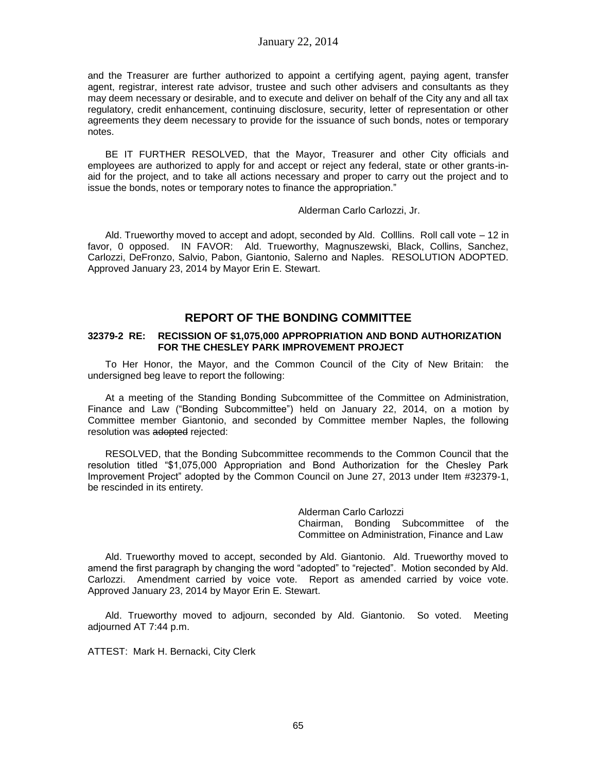and the Treasurer are further authorized to appoint a certifying agent, paying agent, transfer agent, registrar, interest rate advisor, trustee and such other advisers and consultants as they may deem necessary or desirable, and to execute and deliver on behalf of the City any and all tax regulatory, credit enhancement, continuing disclosure, security, letter of representation or other agreements they deem necessary to provide for the issuance of such bonds, notes or temporary notes.

BE IT FURTHER RESOLVED, that the Mayor, Treasurer and other City officials and employees are authorized to apply for and accept or reject any federal, state or other grants-in-aid for the project, and to take all actions necessary and proper to carry out the project and to issue the bonds, notes or temporary notes to finance the appropriation."

Alderman Carlo Carlozzi, Jr.

Ald. Trueworthy moved to accept and adopt, seconded by Ald. Colllins. Roll call vote – 12 in favor, 0 opposed. IN FAVOR: Ald. Trueworthy, Magnuszewski, Black, Collins, Sanchez, Carlozzi, DeFronzo, Salvio, Pabon, Giantonio, Salerno and Naples. RESOLUTION ADOPTED. Approved January 23, 2014 by Mayor Erin E. Stewart.

## REPORT OF THE BONDING COMMITTEE

**32379-2 RE: RECISSION OF $1,075,000 APPROPRIATION AND BOND AUTHORIZATION FOR THE CHESLEY PARK IMPROVEMENT PROJECT**

To Her Honor, the Mayor, and the Common Council of the City of New Britain: the undersigned beg leave to report the following:

At a meeting of the Standing Bonding Subcommittee of the Committee on Administration, Finance and Law ("Bonding Subcommittee") held on January 22, 2014, on a motion by Committee member Giantonio, and seconded by Committee member Naples, the following resolution was ~~adopted~~ rejected:

RESOLVED, that the Bonding Subcommittee recommends to the Common Council that the resolution titled "$1,075,000 Appropriation and Bond Authorization for the Chesley Park Improvement Project" adopted by the Common Council on June 27, 2013 under Item #32379-1, be rescinded in its entirety.

Alderman Carlo Carlozzi
Chairman, Bonding Subcommittee of the Committee on Administration, Finance and Law

Ald. Trueworthy moved to accept, seconded by Ald. Giantonio. Ald. Trueworthy moved to amend the first paragraph by changing the word "adopted" to "rejected". Motion seconded by Ald. Carlozzi. Amendment carried by voice vote. Report as amended carried by voice vote. Approved January 23, 2014 by Mayor Erin E. Stewart.

Ald. Trueworthy moved to adjourn, seconded by Ald. Giantonio. So voted. Meeting adjourned AT 7:44 p.m.

ATTEST: Mark H. Bernacki, City Clerk